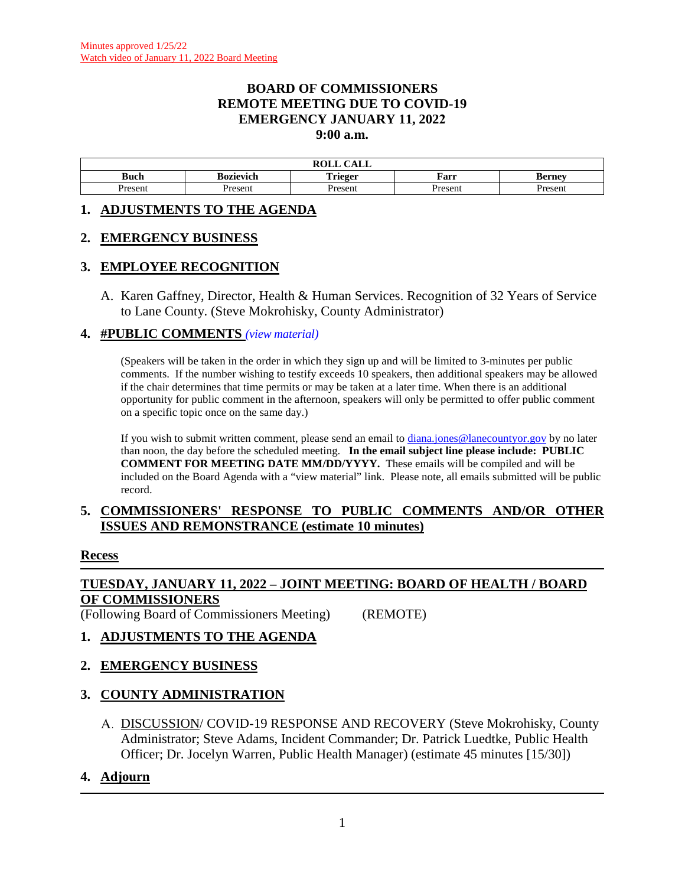Minutes approved 1/25/22
Watch video of January 11, 2022 Board Meeting

# BOARD OF COMMISSIONERS
# REMOTE MEETING DUE TO COVID-19
# EMERGENCY JANUARY 11, 2022
# 9:00 a.m.

| ROLL CALL | | | | |
|---|---|---|---|---|
| **Buch** | **Bozievich** | **Trieger** | **Farr** | **Berney** |
| Present | Present | Present | Present | Present |

## 1. ADJUSTMENTS TO THE AGENDA

## 2. EMERGENCY BUSINESS

## 3. EMPLOYEE RECOGNITION

A. Karen Gaffney, Director, Health & Human Services. Recognition of 32 Years of Service to Lane County. (Steve Mokrohisky, County Administrator)

## 4. #PUBLIC COMMENTS *(view material)*

(Speakers will be taken in the order in which they sign up and will be limited to 3-minutes per public comments. If the number wishing to testify exceeds 10 speakers, then additional speakers may be allowed if the chair determines that time permits or may be taken at a later time. When there is an additional opportunity for public comment in the afternoon, speakers will only be permitted to offer public comment on a specific topic once on the same day.)

If you wish to submit written comment, please send an email to diana.jones@lanecountyor.gov by no later than noon, the day before the scheduled meeting. **In the email subject line please include: PUBLIC COMMENT FOR MEETING DATE MM/DD/YYYY.** These emails will be compiled and will be included on the Board Agenda with a "view material" link. Please note, all emails submitted will be public record.

## 5. COMMISSIONERS' RESPONSE TO PUBLIC COMMENTS AND/OR OTHER ISSUES AND REMONSTRANCE (estimate 10 minutes)

**Recess**

---

## TUESDAY, JANUARY 11, 2022 – JOINT MEETING: BOARD OF HEALTH / BOARD OF COMMISSIONERS

(Following Board of Commissioners Meeting) (REMOTE)

## 1. ADJUSTMENTS TO THE AGENDA

## 2. EMERGENCY BUSINESS

## 3. COUNTY ADMINISTRATION

A. DISCUSSION/ COVID-19 RESPONSE AND RECOVERY (Steve Mokrohisky, County Administrator; Steve Adams, Incident Commander; Dr. Patrick Luedtke, Public Health Officer; Dr. Jocelyn Warren, Public Health Manager) (estimate 45 minutes [15/30])

## 4. Adjourn

---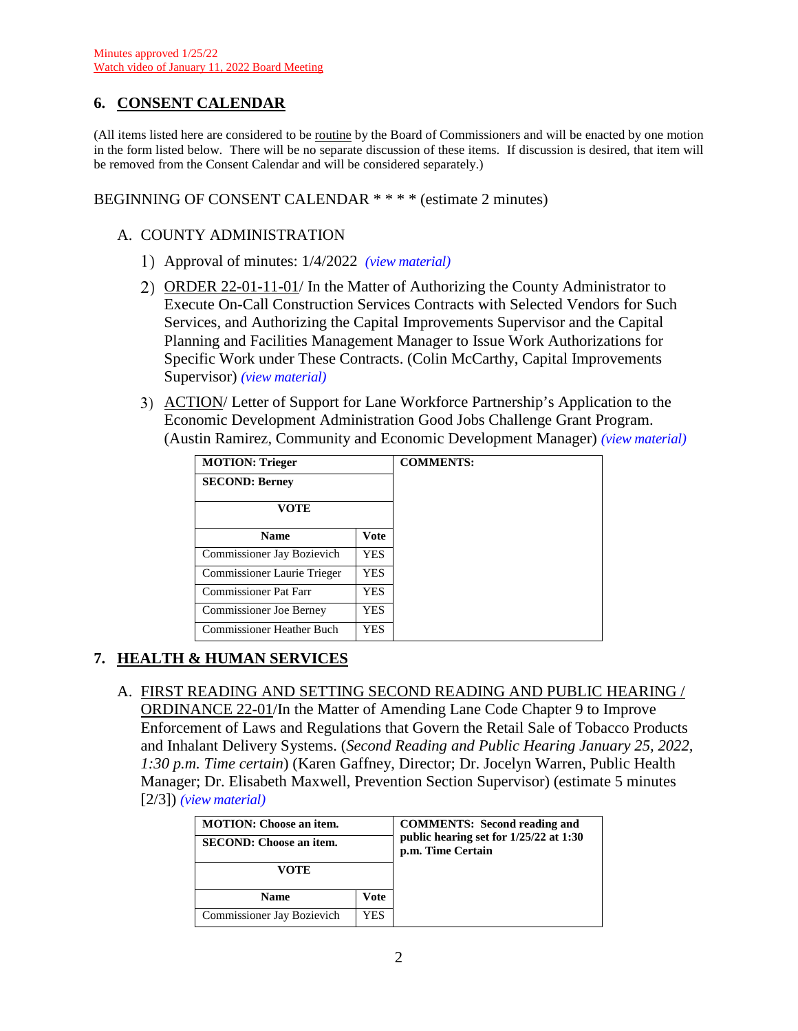Minutes approved 1/25/22
Watch video of January 11, 2022 Board Meeting

## 6. CONSENT CALENDAR

(All items listed here are considered to be routine by the Board of Commissioners and will be enacted by one motion in the form listed below. There will be no separate discussion of these items. If discussion is desired, that item will be removed from the Consent Calendar and will be considered separately.)

BEGINNING OF CONSENT CALENDAR * * * * (estimate 2 minutes)

A. COUNTY ADMINISTRATION

1) Approval of minutes: 1/4/2022 *(view material)*

2) ORDER 22-01-11-01/ In the Matter of Authorizing the County Administrator to Execute On-Call Construction Services Contracts with Selected Vendors for Such Services, and Authorizing the Capital Improvements Supervisor and the Capital Planning and Facilities Management Manager to Issue Work Authorizations for Specific Work under These Contracts. (Colin McCarthy, Capital Improvements Supervisor) *(view material)*

3) ACTION/ Letter of Support for Lane Workforce Partnership's Application to the Economic Development Administration Good Jobs Challenge Grant Program. (Austin Ramirez, Community and Economic Development Manager) *(view material)*

| **MOTION: Trieger** | | **COMMENTS:** |
|---|---|---|
| **SECOND: Berney** | | |
| **VOTE** | | |
| **Name** | **Vote** | |
| Commissioner Jay Bozievich | YES | |
| Commissioner Laurie Trieger | YES | |
| Commissioner Pat Farr | YES | |
| Commissioner Joe Berney | YES | |
| Commissioner Heather Buch | YES | |

## 7. HEALTH & HUMAN SERVICES

A. FIRST READING AND SETTING SECOND READING AND PUBLIC HEARING / ORDINANCE 22-01/In the Matter of Amending Lane Code Chapter 9 to Improve Enforcement of Laws and Regulations that Govern the Retail Sale of Tobacco Products and Inhalant Delivery Systems. (*Second Reading and Public Hearing January 25, 2022, 1:30 p.m. Time certain*) (Karen Gaffney, Director; Dr. Jocelyn Warren, Public Health Manager; Dr. Elisabeth Maxwell, Prevention Section Supervisor) (estimate 5 minutes [2/3]) *(view material)*

| **MOTION: Choose an item.** | | **COMMENTS: Second reading and public hearing set for 1/25/22 at 1:30 p.m. Time Certain** |
|---|---|---|
| **SECOND: Choose an item.** | | |
| **VOTE** | | |
| **Name** | **Vote** | |
| Commissioner Jay Bozievich | YES | |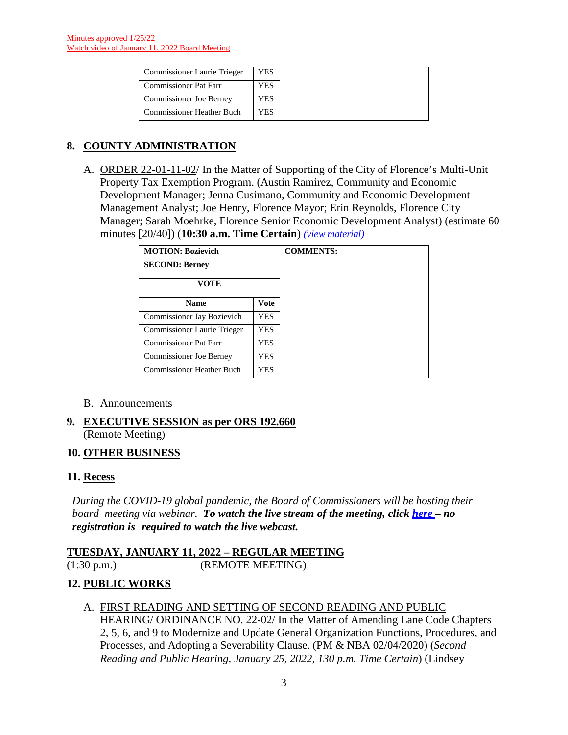Minutes approved 1/25/22
Watch video of January 11, 2022 Board Meeting

| | | |
|---|---|---|
| Commissioner Laurie Trieger | YES | |
| Commissioner Pat Farr | YES | |
| Commissioner Joe Berney | YES | |
| Commissioner Heather Buch | YES | |

## 8. COUNTY ADMINISTRATION

A. ORDER 22-01-11-02/ In the Matter of Supporting of the City of Florence's Multi-Unit Property Tax Exemption Program. (Austin Ramirez, Community and Economic Development Manager; Jenna Cusimano, Community and Economic Development Management Analyst; Joe Henry, Florence Mayor; Erin Reynolds, Florence City Manager; Sarah Moehrke, Florence Senior Economic Development Analyst) (estimate 60 minutes [20/40]) (**10:30 a.m. Time Certain**) *(view material)*

| **MOTION: Bozievich** | | **COMMENTS:** |
|---|---|---|
| **SECOND: Berney** | | |
| **VOTE** | | |
| **Name** | **Vote** | |
| Commissioner Jay Bozievich | YES | |
| Commissioner Laurie Trieger | YES | |
| Commissioner Pat Farr | YES | |
| Commissioner Joe Berney | YES | |
| Commissioner Heather Buch | YES | |

B. Announcements

## 9. EXECUTIVE SESSION as per ORS 192.660
(Remote Meeting)

## 10. OTHER BUSINESS

## 11. Recess

---

*During the COVID-19 global pandemic, the Board of Commissioners will be hosting their board meeting via webinar.* ***To watch the live stream of the meeting, click here – no registration is required to watch the live webcast.***

**TUESDAY, JANUARY 11, 2022 – REGULAR MEETING**
(1:30 p.m.) (REMOTE MEETING)

## 12. PUBLIC WORKS

A. FIRST READING AND SETTING OF SECOND READING AND PUBLIC HEARING/ ORDINANCE NO. 22-02/ In the Matter of Amending Lane Code Chapters 2, 5, 6, and 9 to Modernize and Update General Organization Functions, Procedures, and Processes, and Adopting a Severability Clause. (PM & NBA 02/04/2020) (*Second Reading and Public Hearing, January 25, 2022, 130 p.m. Time Certain*) (Lindsey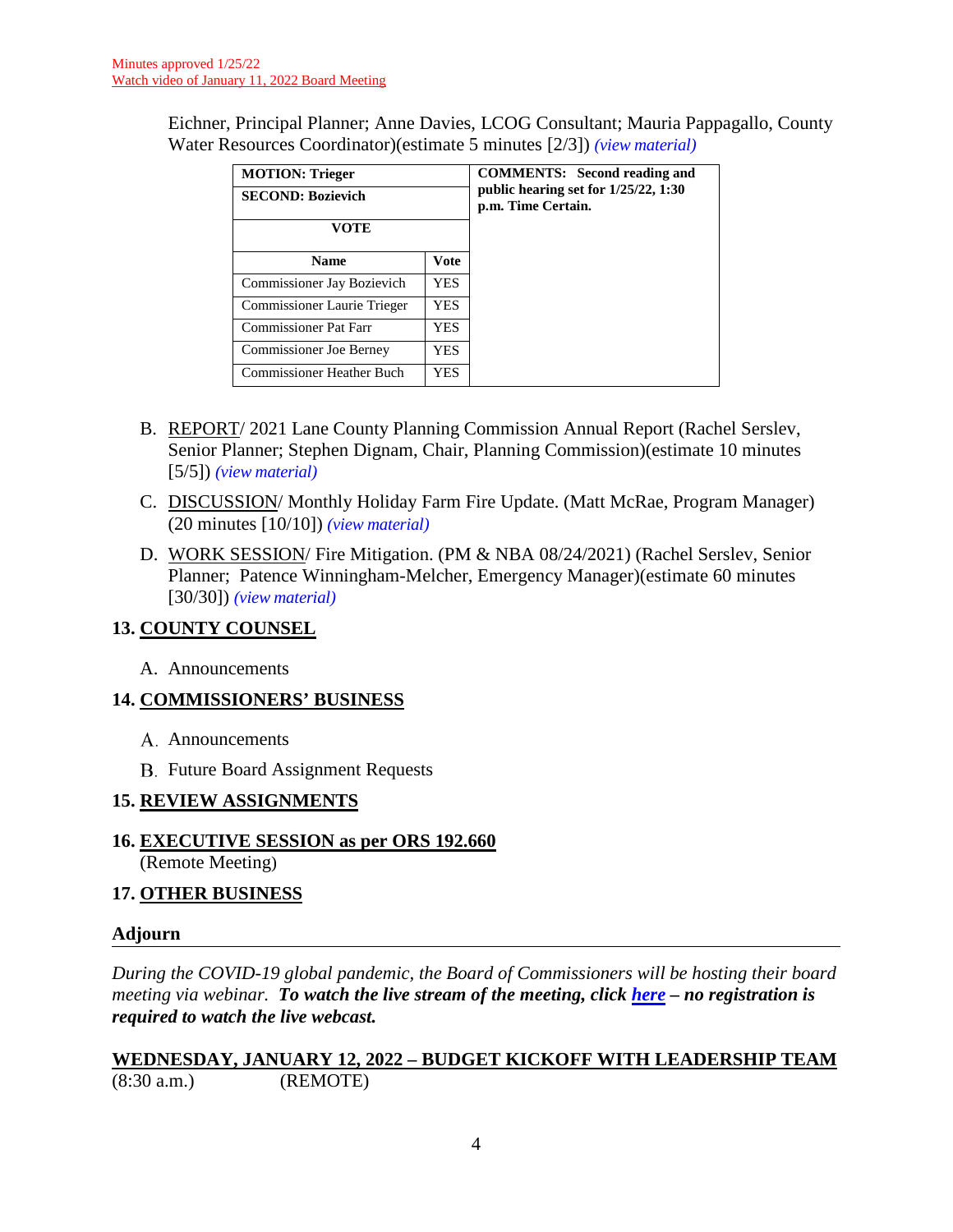Minutes approved 1/25/22
Watch video of January 11, 2022 Board Meeting

Eichner, Principal Planner; Anne Davies, LCOG Consultant; Mauria Pappagallo, County Water Resources Coordinator)(estimate 5 minutes [2/3]) *(view material)*

| **MOTION: Trieger** | | **COMMENTS: Second reading and public hearing set for 1/25/22, 1:30 p.m. Time Certain.** |
|---|---|---|
| **SECOND: Bozievich** | | |
| **VOTE** | | |
| **Name** | **Vote** | |
| Commissioner Jay Bozievich | YES | |
| Commissioner Laurie Trieger | YES | |
| Commissioner Pat Farr | YES | |
| Commissioner Joe Berney | YES | |
| Commissioner Heather Buch | YES | |

B. REPORT/ 2021 Lane County Planning Commission Annual Report (Rachel Serslev, Senior Planner; Stephen Dignam, Chair, Planning Commission)(estimate 10 minutes [5/5]) *(view material)*

C. DISCUSSION/ Monthly Holiday Farm Fire Update. (Matt McRae, Program Manager) (20 minutes [10/10]) *(view material)*

D. WORK SESSION/ Fire Mitigation. (PM & NBA 08/24/2021) (Rachel Serslev, Senior Planner; Patence Winningham-Melcher, Emergency Manager)(estimate 60 minutes [30/30]) *(view material)*

## 13. COUNTY COUNSEL

A. Announcements

## 14. COMMISSIONERS' BUSINESS

A. Announcements

B. Future Board Assignment Requests

## 15. REVIEW ASSIGNMENTS

## 16. EXECUTIVE SESSION as per ORS 192.660

(Remote Meeting)

## 17. OTHER BUSINESS

## Adjourn

---

*During the COVID-19 global pandemic, the Board of Commissioners will be hosting their board meeting via webinar.* ***To watch the live stream of the meeting, click here – no registration is required to watch the live webcast.***

## WEDNESDAY, JANUARY 12, 2022 – BUDGET KICKOFF WITH LEADERSHIP TEAM

(8:30 a.m.) (REMOTE)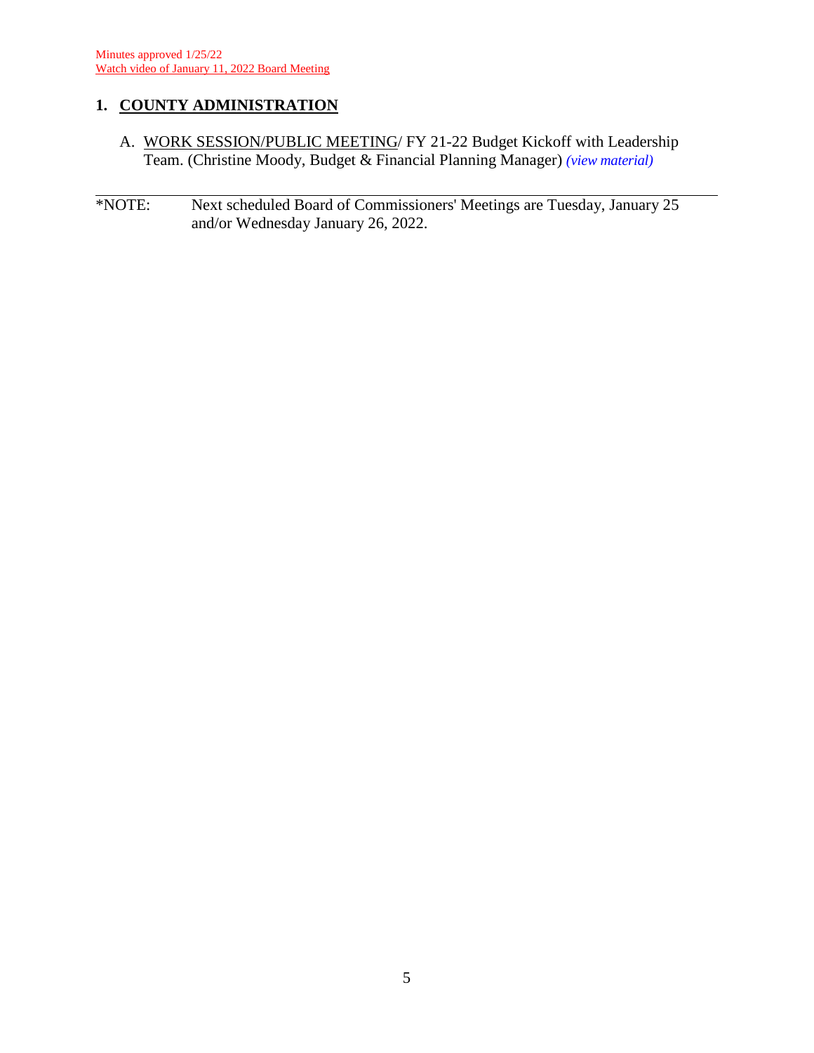Minutes approved 1/25/22
Watch video of January 11, 2022 Board Meeting

## 1. COUNTY ADMINISTRATION

A. WORK SESSION/PUBLIC MEETING/ FY 21-22 Budget Kickoff with Leadership Team. (Christine Moody, Budget & Financial Planning Manager) *(view material)*

---

*NOTE: Next scheduled Board of Commissioners' Meetings are Tuesday, January 25 and/or Wednesday January 26, 2022.